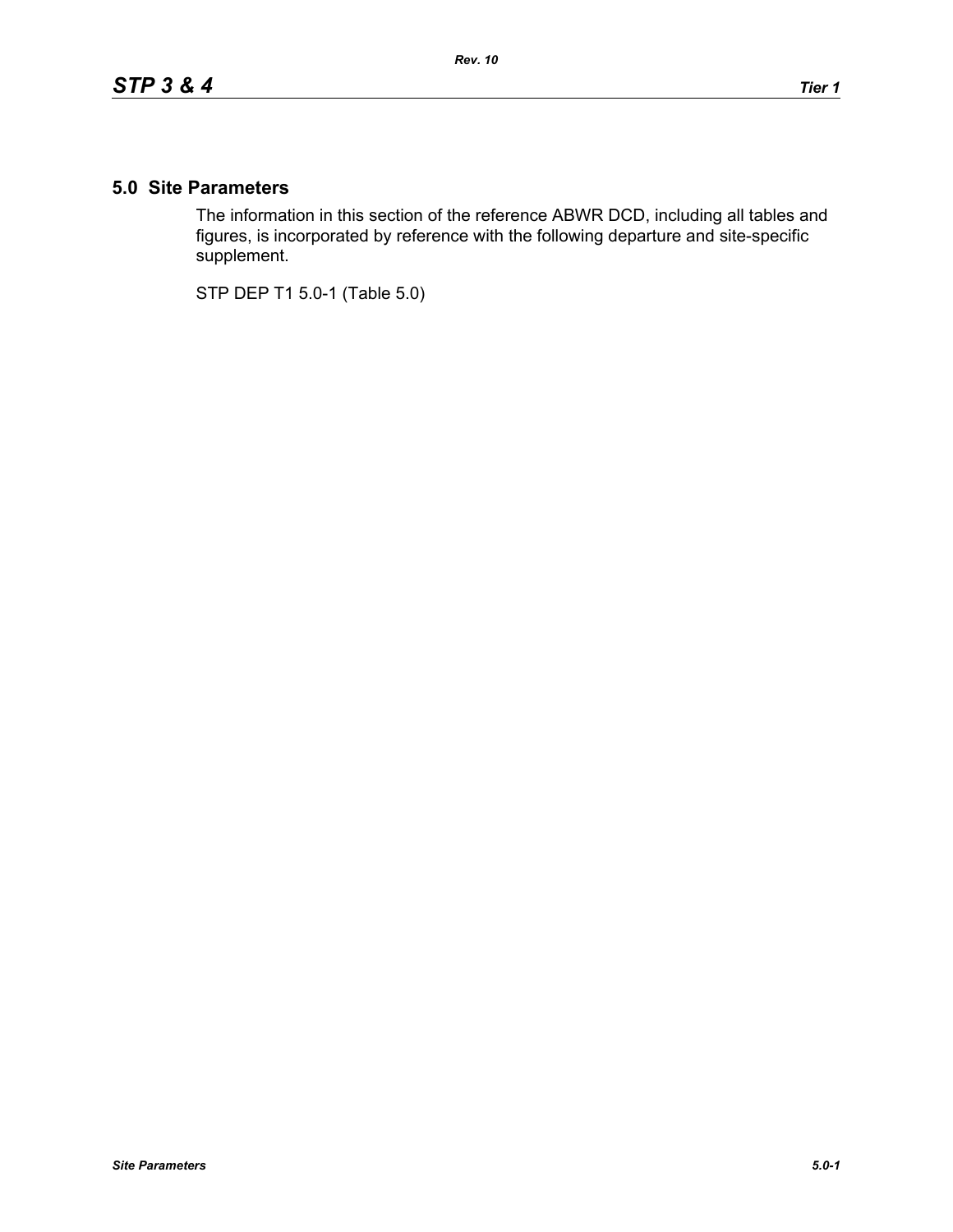# 5.0 Site Parameters

The information in this section of the reference ABWR DCD, including all tables and figures, is incorporated by reference with the following departure and site-specific supplement.

STP DEP T1 5.0-1 (Table 5.0)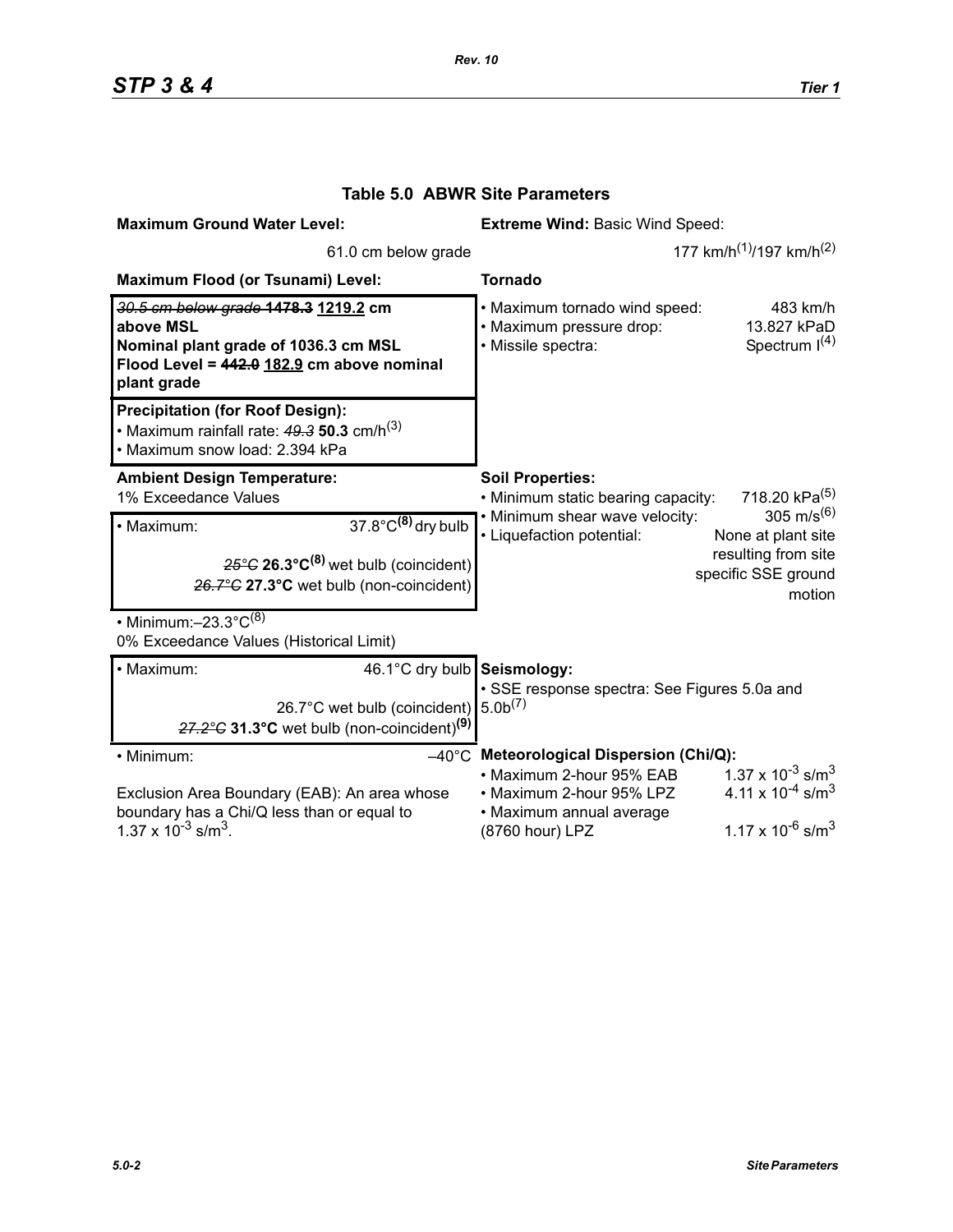## Table 5.0 ABWR Site Parameters

**Maximum Ground Water Level:**

61.0 cm below grade

**Maximum Flood (or Tsunami) Level:**

~~30.5 cm below grade~~ ~~**1478.3**~~ **1219.2 cm above MSL**
**Nominal plant grade of 1036.3 cm MSL**
**Flood Level = ~~442.0~~ 182.9 cm above nominal plant grade**

**Precipitation (for Roof Design):**

- Maximum rainfall rate: ~~49.3~~ **50.3** cm/h[3]
- Maximum snow load: 2.394 kPa

**Ambient Design Temperature:**

1% Exceedance Values

- Maximum: 37.8°C**[8]** dry bulb
  ~~25°C~~ **26.3°C[8]** wet bulb (coincident)
  ~~26.7°C~~ **27.3°C** wet bulb (non-coincident)
- Minimum: –23.3°C[8]

0% Exceedance Values (Historical Limit)

- Maximum: 46.1°C dry bulb
  26.7°C wet bulb (coincident)
  ~~27.2°C~~ **31.3°C** wet bulb (non-coincident)**[9]**
- Minimum: –40°C

Exclusion Area Boundary (EAB): An area whose boundary has a Chi/Q less than or equal to $1.37 \times 10^{-3}$ s/m$^3$.

**Extreme Wind:** Basic Wind Speed:

177 km/h[1]/197 km/h[2]

**Tornado**

- Maximum tornado wind speed: 483 km/h
- Maximum pressure drop: 13.827 kPaD
- Missile spectra: Spectrum I[4]

**Soil Properties:**

- Minimum static bearing capacity: 718.20 kPa[5]
- Minimum shear wave velocity: 305 m/s[6]
- Liquefaction potential: None at plant site resulting from site specific SSE ground motion

**Seismology:**

- SSE response spectra: See Figures 5.0a and 5.0b[7]

**Meteorological Dispersion (Chi/Q):**

- Maximum 2-hour 95% EAB: $1.37 \times 10^{-3}$ s/m$^3$
- Maximum 2-hour 95% LPZ: $4.11 \times 10^{-4}$ s/m$^3$
- Maximum annual average (8760 hour) LPZ: $1.17 \times 10^{-6}$ s/m$^3$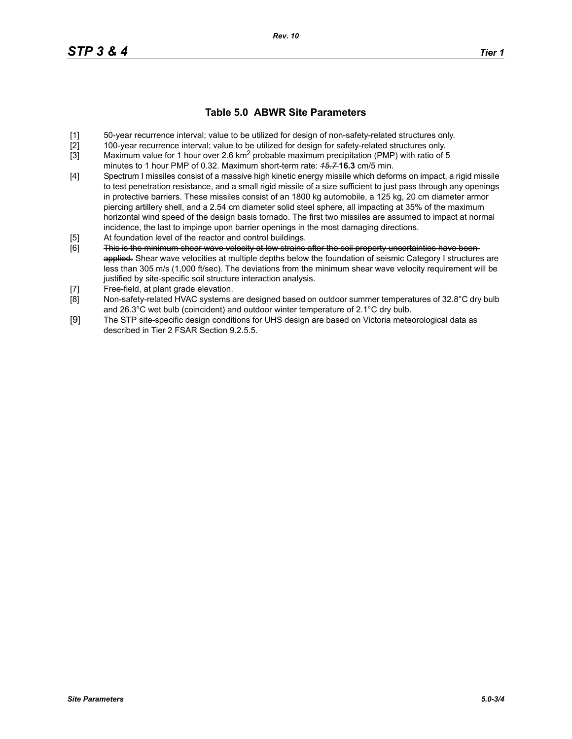## Table 5.0 ABWR Site Parameters

[1] 50-year recurrence interval; value to be utilized for design of non-safety-related structures only.

[2] 100-year recurrence interval; value to be utilized for design for safety-related structures only.

[3] Maximum value for 1 hour over 2.6 $km^2$ probable maximum precipitation (PMP) with ratio of 5 minutes to 1 hour PMP of 0.32. Maximum short-term rate: ~~*15.7*~~ **16.3** cm/5 min.

[4] Spectrum I missiles consist of a massive high kinetic energy missile which deforms on impact, a rigid missile to test penetration resistance, and a small rigid missile of a size sufficient to just pass through any openings in protective barriers. These missiles consist of an 1800 kg automobile, a 125 kg, 20 cm diameter armor piercing artillery shell, and a 2.54 cm diameter solid steel sphere, all impacting at 35% of the maximum horizontal wind speed of the design basis tornado. The first two missiles are assumed to impact at normal incidence, the last to impinge upon barrier openings in the most damaging directions.

[5] At foundation level of the reactor and control buildings.

[6] ~~This is the minimum shear wave velocity at low strains after the soil property uncertainties have been applied.~~ Shear wave velocities at multiple depths below the foundation of seismic Category I structures are less than 305 m/s (1,000 ft/sec). The deviations from the minimum shear wave velocity requirement will be justified by site-specific soil structure interaction analysis.

[7] Free-field, at plant grade elevation.

[8] Non-safety-related HVAC systems are designed based on outdoor summer temperatures of 32.8°C dry bulb and 26.3°C wet bulb (coincident) and outdoor winter temperature of 2.1°C dry bulb.

[9] The STP site-specific design conditions for UHS design are based on Victoria meteorological data as described in Tier 2 FSAR Section 9.2.5.5.